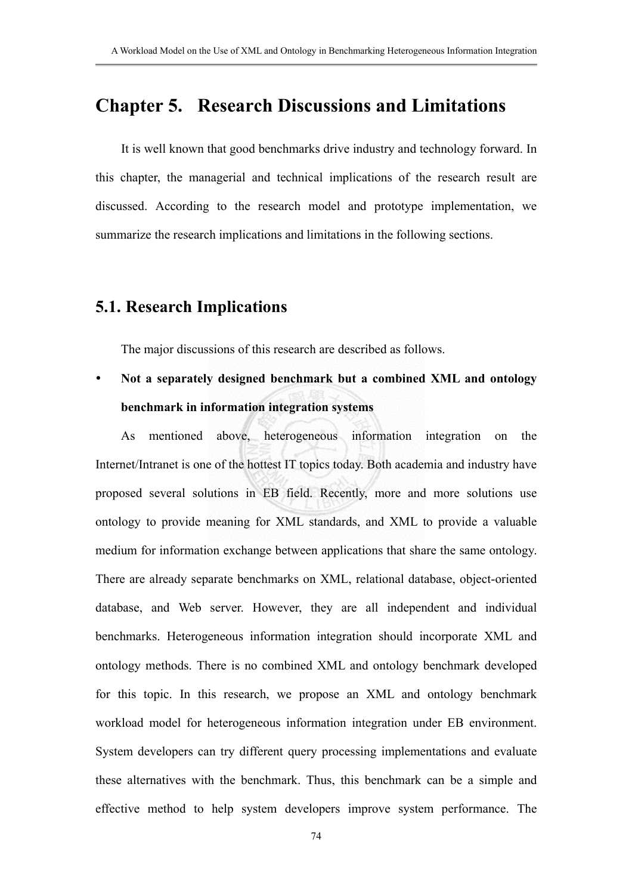# Chapter 5. Research Discussions and Limitations

It is well known that good benchmarks drive industry and technology forward. In this chapter, the managerial and technical implications of the research result are discussed. According to the research model and prototype implementation, we summarize the research implications and limitations in the following sections.

## 5.1. Research Implications

The major discussions of this research are described as follows.

- **Not a separately designed benchmark but a combined XML and ontology benchmark in information integration systems**

As mentioned above, heterogeneous information integration on the Internet/Intranet is one of the hottest IT topics today. Both academia and industry have proposed several solutions in EB field. Recently, more and more solutions use ontology to provide meaning for XML standards, and XML to provide a valuable medium for information exchange between applications that share the same ontology. There are already separate benchmarks on XML, relational database, object-oriented database, and Web server. However, they are all independent and individual benchmarks. Heterogeneous information integration should incorporate XML and ontology methods. There is no combined XML and ontology benchmark developed for this topic. In this research, we propose an XML and ontology benchmark workload model for heterogeneous information integration under EB environment. System developers can try different query processing implementations and evaluate these alternatives with the benchmark. Thus, this benchmark can be a simple and effective method to help system developers improve system performance. The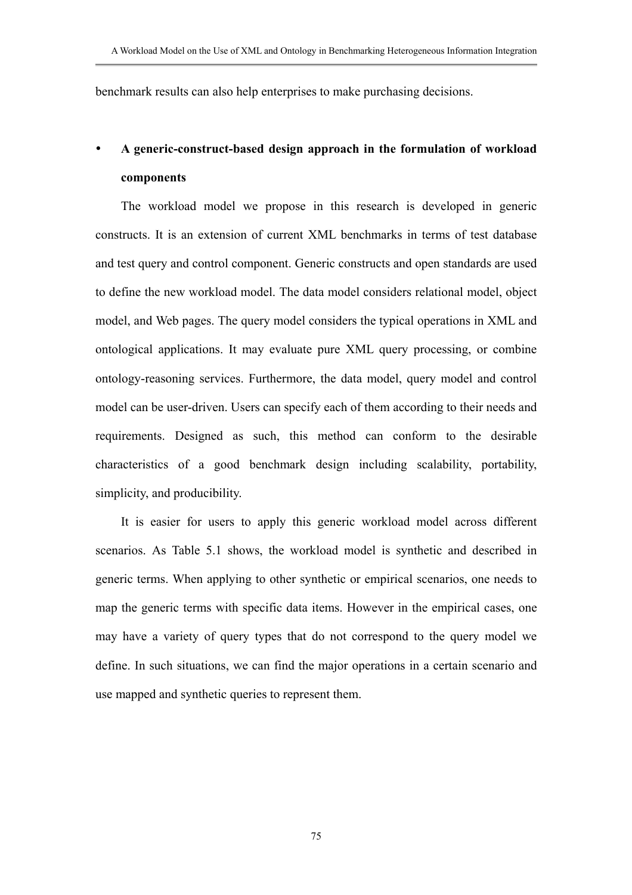benchmark results can also help enterprises to make purchasing decisions.

- **A generic-construct-based design approach in the formulation of workload components**

  The workload model we propose in this research is developed in generic constructs. It is an extension of current XML benchmarks in terms of test database and test query and control component. Generic constructs and open standards are used to define the new workload model. The data model considers relational model, object model, and Web pages. The query model considers the typical operations in XML and ontological applications. It may evaluate pure XML query processing, or combine ontology-reasoning services. Furthermore, the data model, query model and control model can be user-driven. Users can specify each of them according to their needs and requirements. Designed as such, this method can conform to the desirable characteristics of a good benchmark design including scalability, portability, simplicity, and producibility.

  It is easier for users to apply this generic workload model across different scenarios. As Table 5.1 shows, the workload model is synthetic and described in generic terms. When applying to other synthetic or empirical scenarios, one needs to map the generic terms with specific data items. However in the empirical cases, one may have a variety of query types that do not correspond to the query model we define. In such situations, we can find the major operations in a certain scenario and use mapped and synthetic queries to represent them.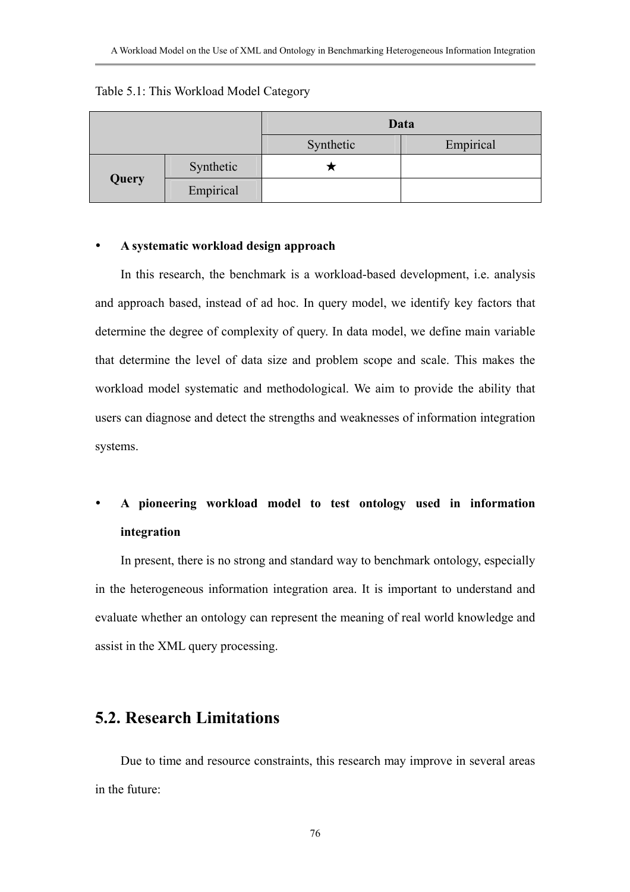Table 5.1: This Workload Model Category

| | | Data | |
|---|---|---|---|
| | | Synthetic | Empirical |
| **Query** | Synthetic | ★ | |
| | Empirical | | |

- **A systematic workload design approach**

  In this research, the benchmark is a workload-based development, i.e. analysis and approach based, instead of ad hoc. In query model, we identify key factors that determine the degree of complexity of query. In data model, we define main variable that determine the level of data size and problem scope and scale. This makes the workload model systematic and methodological. We aim to provide the ability that users can diagnose and detect the strengths and weaknesses of information integration systems.

- **A pioneering workload model to test ontology used in information integration**

  In present, there is no strong and standard way to benchmark ontology, especially in the heterogeneous information integration area. It is important to understand and evaluate whether an ontology can represent the meaning of real world knowledge and assist in the XML query processing.

## 5.2. Research Limitations

Due to time and resource constraints, this research may improve in several areas in the future: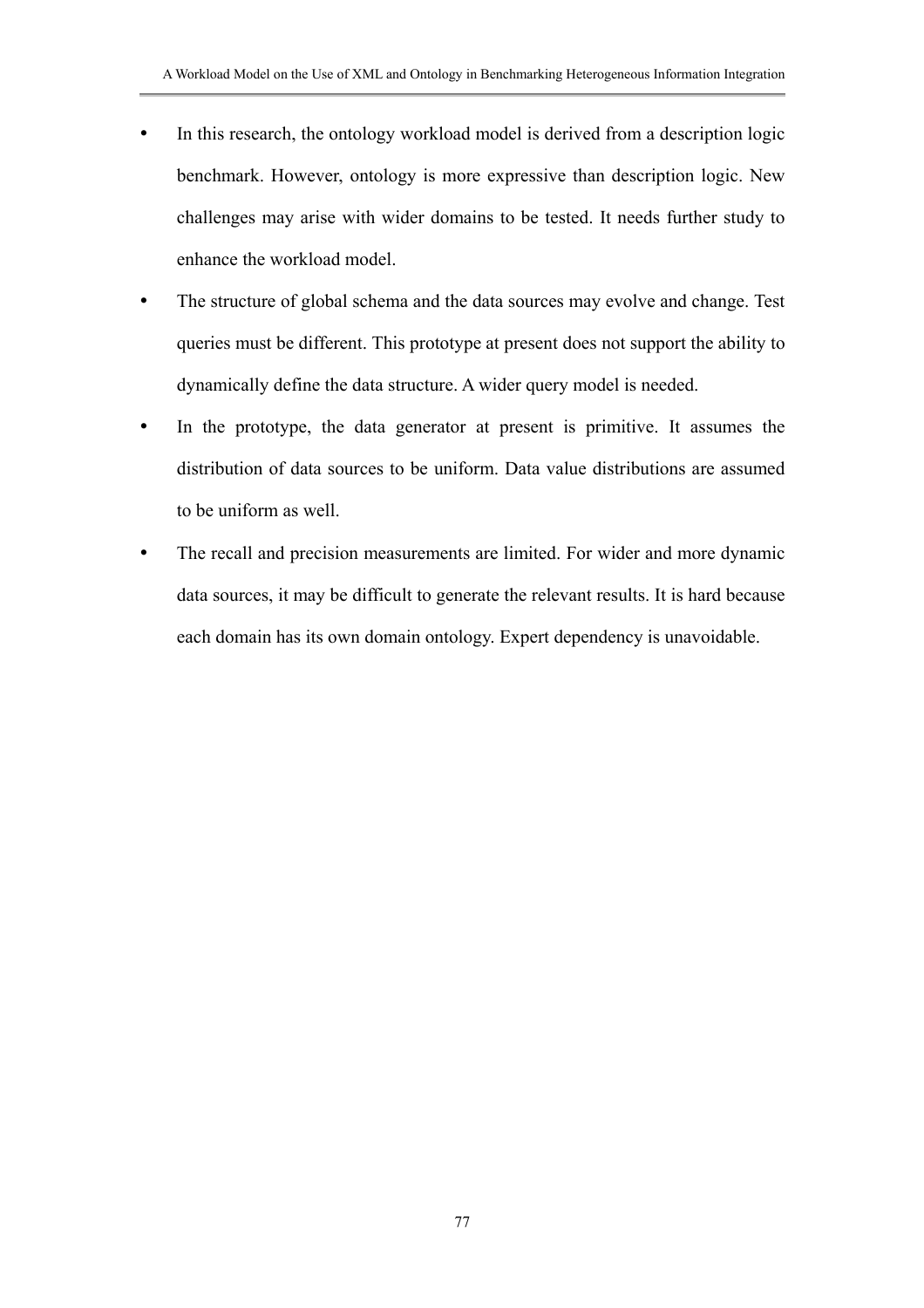- In this research, the ontology workload model is derived from a description logic benchmark. However, ontology is more expressive than description logic. New challenges may arise with wider domains to be tested. It needs further study to enhance the workload model.
- The structure of global schema and the data sources may evolve and change. Test queries must be different. This prototype at present does not support the ability to dynamically define the data structure. A wider query model is needed.
- In the prototype, the data generator at present is primitive. It assumes the distribution of data sources to be uniform. Data value distributions are assumed to be uniform as well.
- The recall and precision measurements are limited. For wider and more dynamic data sources, it may be difficult to generate the relevant results. It is hard because each domain has its own domain ontology. Expert dependency is unavoidable.